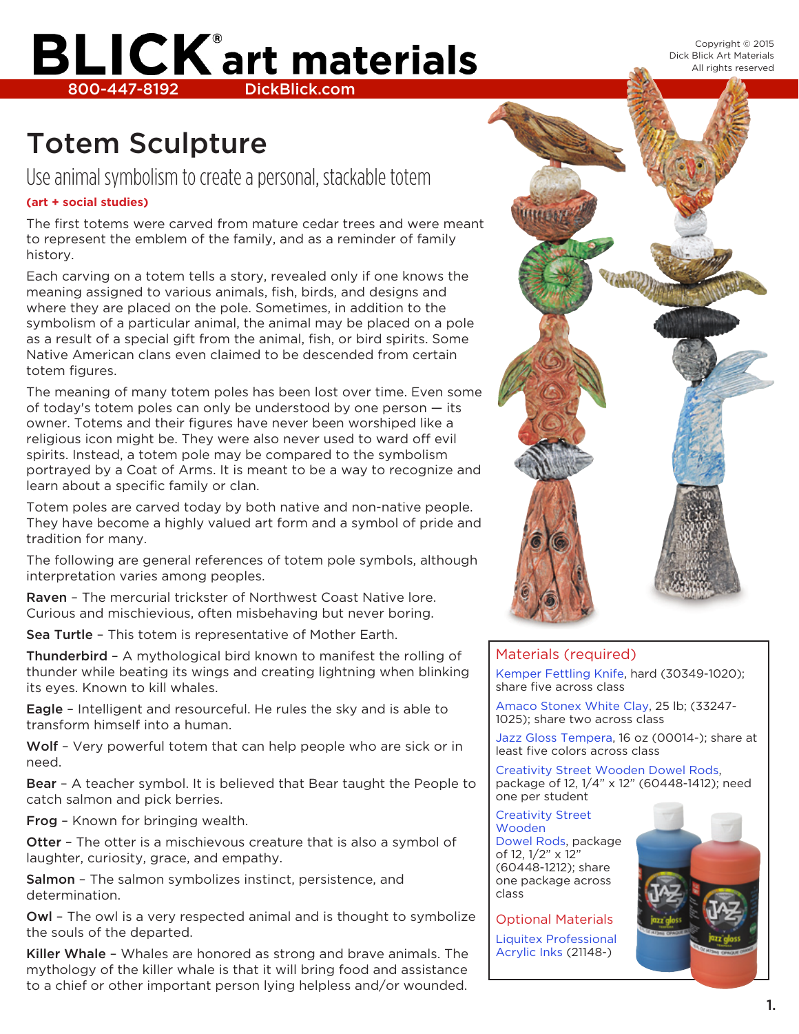# BLICK® art materials

800-447-8192 DickBlick.com

Copyright © 2015
Dick Blick Art Materials
All rights reserved

# Totem Sculpture

## Use animal symbolism to create a personal, stackable totem

**(art + social studies)**

The first totems were carved from mature cedar trees and were meant to represent the emblem of the family, and as a reminder of family history.

Each carving on a totem tells a story, revealed only if one knows the meaning assigned to various animals, fish, birds, and designs and where they are placed on the pole. Sometimes, in addition to the symbolism of a particular animal, the animal may be placed on a pole as a result of a special gift from the animal, fish, or bird spirits. Some Native American clans even claimed to be descended from certain totem figures.

The meaning of many totem poles has been lost over time. Even some of today's totem poles can only be understood by one person — its owner. Totems and their figures have never been worshiped like a religious icon might be. They were also never used to ward off evil spirits. Instead, a totem pole may be compared to the symbolism portrayed by a Coat of Arms. It is meant to be a way to recognize and learn about a specific family or clan.

Totem poles are carved today by both native and non-native people. They have become a highly valued art form and a symbol of pride and tradition for many.

The following are general references of totem pole symbols, although interpretation varies among peoples.

**Raven** – The mercurial trickster of Northwest Coast Native lore. Curious and mischievous, often misbehaving but never boring.

**Sea Turtle** – This totem is representative of Mother Earth.

**Thunderbird** – A mythological bird known to manifest the rolling of thunder while beating its wings and creating lightning when blinking its eyes. Known to kill whales.

**Eagle** – Intelligent and resourceful. He rules the sky and is able to transform himself into a human.

**Wolf** – Very powerful totem that can help people who are sick or in need.

**Bear** – A teacher symbol. It is believed that Bear taught the People to catch salmon and pick berries.

**Frog** – Known for bringing wealth.

**Otter** – The otter is a mischievous creature that is also a symbol of laughter, curiosity, grace, and empathy.

**Salmon** – The salmon symbolizes instinct, persistence, and determination.

**Owl** – The owl is a very respected animal and is thought to symbolize the souls of the departed.

**Killer Whale** – Whales are honored as strong and brave animals. The mythology of the killer whale is that it will bring food and assistance to a chief or other important person lying helpless and/or wounded.

### Materials (required)

Kemper Fettling Knife, hard (30349-1020); share five across class

Amaco Stonex White Clay, 25 lb; (33247-1025); share two across class

Jazz Gloss Tempera, 16 oz (00014-); share at least five colors across class

Creativity Street Wooden Dowel Rods, package of 12, 1/4" x 12" (60448-1412); need one per student

Creativity Street Wooden Dowel Rods, package of 12, 1/2" x 12" (60448-1212); share one package across class

### Optional Materials

Liquitex Professional Acrylic Inks (21148-)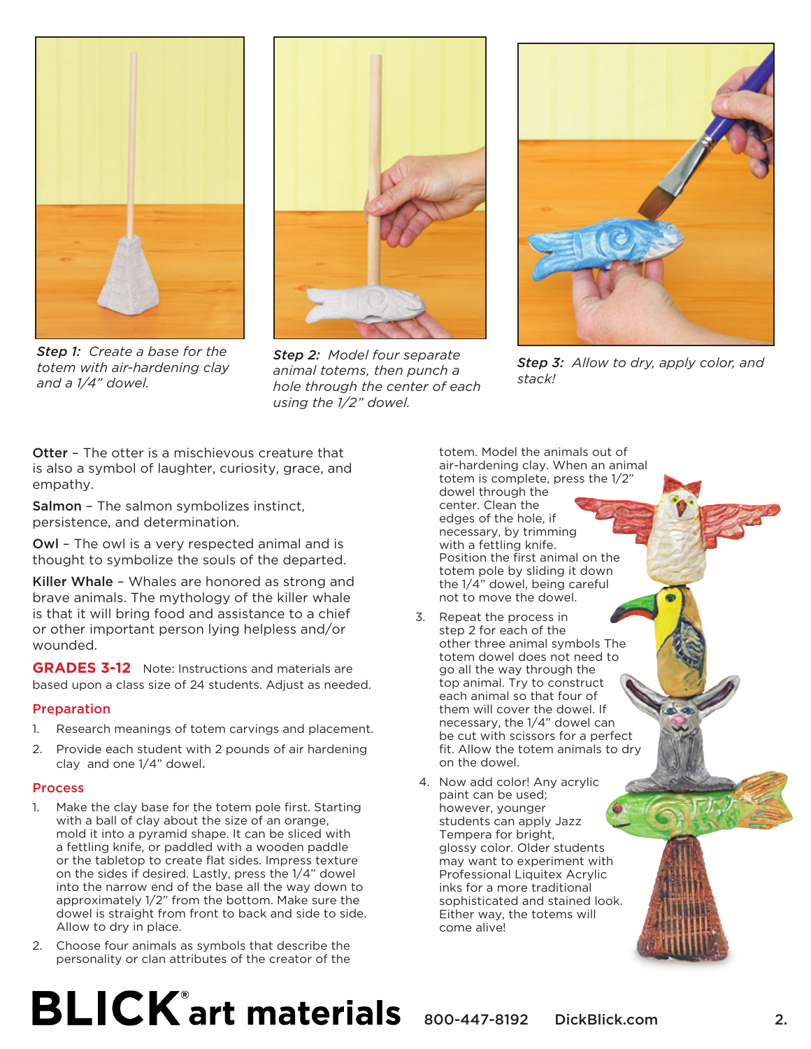*Step 1: Create a base for the totem with air-hardening clay and a 1/4" dowel.*

*Step 2: Model four separate animal totems, then punch a hole through the center of each using the 1/2" dowel.*

*Step 3: Allow to dry, apply color, and stack!*

**Otter** – The otter is a mischievous creature that is also a symbol of laughter, curiosity, grace, and empathy.

**Salmon** – The salmon symbolizes instinct, persistence, and determination.

**Owl** – The owl is a very respected animal and is thought to symbolize the souls of the departed.

**Killer Whale** – Whales are honored as strong and brave animals. The mythology of the killer whale is that it will bring food and assistance to a chief or other important person lying helpless and/or wounded.

**GRADES 3-12** Note: Instructions and materials are based upon a class size of 24 students. Adjust as needed.

## Preparation

1. Research meanings of totem carvings and placement.
2. Provide each student with 2 pounds of air hardening clay and one 1/4" dowel.

## Process

1. Make the clay base for the totem pole first. Starting with a ball of clay about the size of an orange, mold it into a pyramid shape. It can be sliced with a fettling knife, or paddled with a wooden paddle or the tabletop to create flat sides. Impress texture on the sides if desired. Lastly, press the 1/4" dowel into the narrow end of the base all the way down to approximately 1/2" from the bottom. Make sure the dowel is straight from front to back and side to side. Allow to dry in place.
2. Choose four animals as symbols that describe the personality or clan attributes of the creator of the totem. Model the animals out of air-hardening clay. When an animal totem is complete, press the 1/2" dowel through the center. Clean the edges of the hole, if necessary, by trimming with a fettling knife. Position the first animal on the totem pole by sliding it down the 1/4" dowel, being careful not to move the dowel.
3. Repeat the process in step 2 for each of the other three animal symbols The totem dowel does not need to go all the way through the top animal. Try to construct each animal so that four of them will cover the dowel. If necessary, the 1/4" dowel can be cut with scissors for a perfect fit. Allow the totem animals to dry on the dowel.
4. Now add color! Any acrylic paint can be used; however, younger students can apply Jazz Tempera for bright, glossy color. Older students may want to experiment with Professional Liquitex Acrylic inks for a more traditional sophisticated and stained look. Either way, the totems will come alive!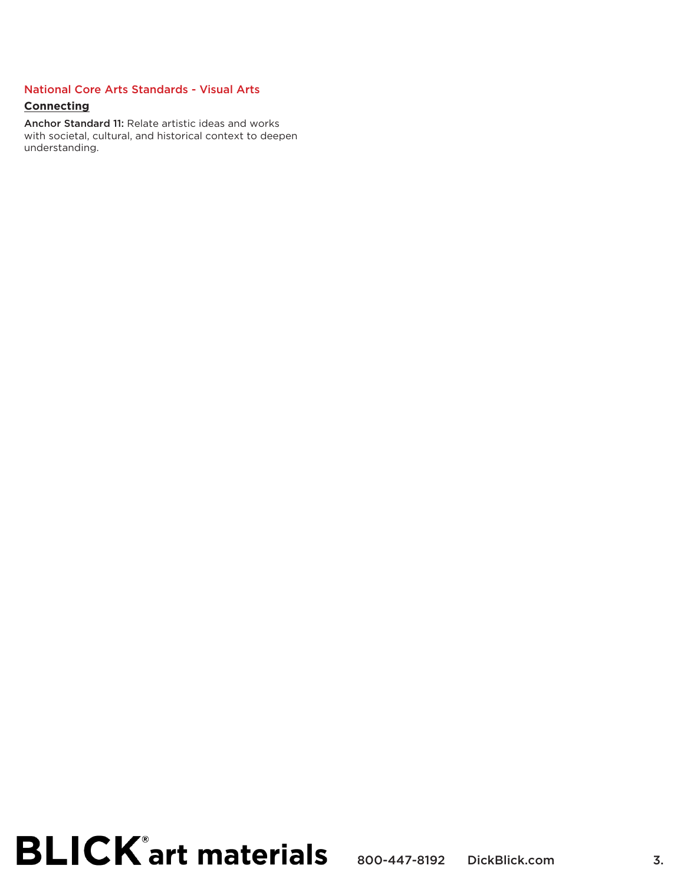National Core Arts Standards - Visual Arts

**Connecting**

**Anchor Standard 11:** Relate artistic ideas and works with societal, cultural, and historical context to deepen understanding.